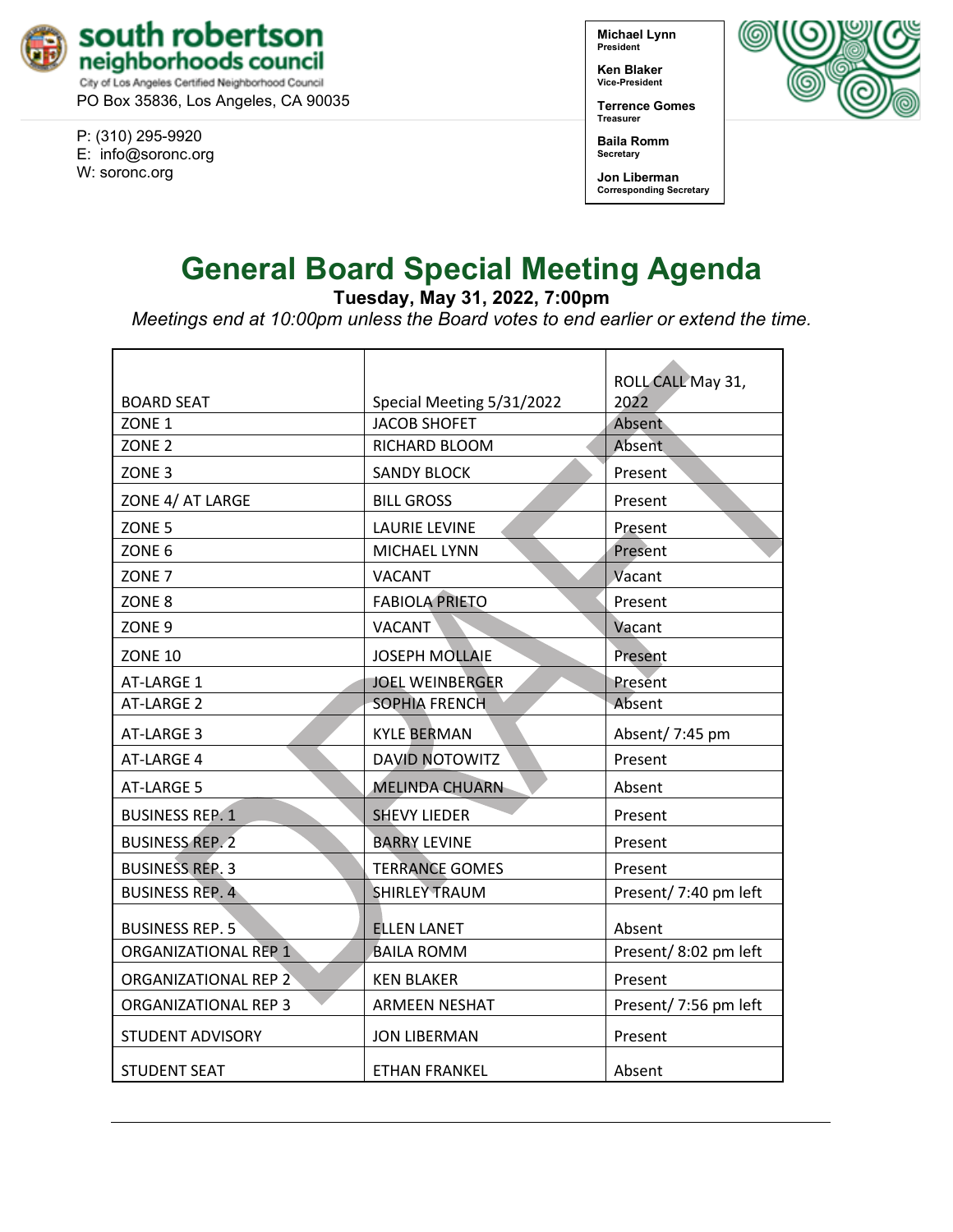**south robertson neighborhoods council**
City of Los Angeles Certified Neighborhood Council
PO Box 35836, Los Angeles, CA 90035

P: (310) 295-9920
E: info@soronc.org
W: soronc.org

**Michael Lynn**
President

**Ken Blaker**
Vice-President

**Terrence Gomes**
Treasurer

**Baila Romm**
Secretary

**Jon Liberman**
Corresponding Secretary

# General Board Special Meeting Agenda

**Tuesday, May 31, 2022, 7:00pm**

*Meetings end at 10:00pm unless the Board votes to end earlier or extend the time.*

| BOARD SEAT | Special Meeting 5/31/2022 | ROLL CALL May 31, 2022 |
|---|---|---|
| ZONE 1 | JACOB SHOFET | Absent |
| ZONE 2 | RICHARD BLOOM | Absent |
| ZONE 3 | SANDY BLOCK | Present |
| ZONE 4/ AT LARGE | BILL GROSS | Present |
| ZONE 5 | LAURIE LEVINE | Present |
| ZONE 6 | MICHAEL LYNN | Present |
| ZONE 7 | VACANT | Vacant |
| ZONE 8 | FABIOLA PRIETO | Present |
| ZONE 9 | VACANT | Vacant |
| ZONE 10 | JOSEPH MOLLAIE | Present |
| AT-LARGE 1 | JOEL WEINBERGER | Present |
| AT-LARGE 2 | SOPHIA FRENCH | Absent |
| AT-LARGE 3 | KYLE BERMAN | Absent/ 7:45 pm |
| AT-LARGE 4 | DAVID NOTOWITZ | Present |
| AT-LARGE 5 | MELINDA CHUARN | Absent |
| BUSINESS REP. 1 | SHEVY LIEDER | Present |
| BUSINESS REP. 2 | BARRY LEVINE | Present |
| BUSINESS REP. 3 | TERRANCE GOMES | Present |
| BUSINESS REP. 4 | SHIRLEY TRAUM | Present/ 7:40 pm left |
| BUSINESS REP. 5 | ELLEN LANET | Absent |
| ORGANIZATIONAL REP 1 | BAILA ROMM | Present/ 8:02 pm left |
| ORGANIZATIONAL REP 2 | KEN BLAKER | Present |
| ORGANIZATIONAL REP 3 | ARMEEN NESHAT | Present/ 7:56 pm left |
| STUDENT ADVISORY | JON LIBERMAN | Present |
| STUDENT SEAT | ETHAN FRANKEL | Absent |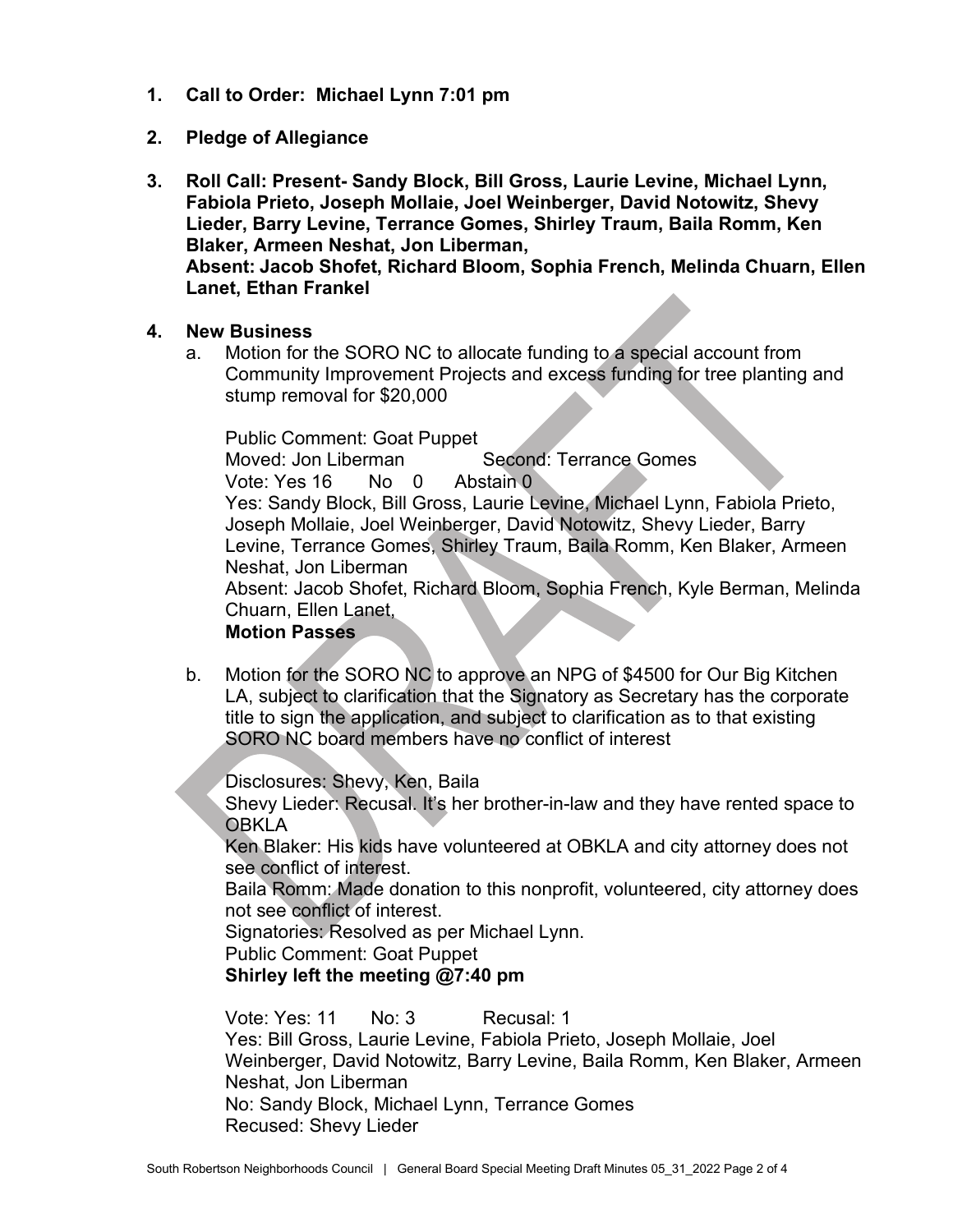1. **Call to Order: Michael Lynn 7:01 pm**

2. **Pledge of Allegiance**

3. **Roll Call: Present- Sandy Block, Bill Gross, Laurie Levine, Michael Lynn, Fabiola Prieto, Joseph Mollaie, Joel Weinberger, David Notowitz, Shevy Lieder, Barry Levine, Terrance Gomes, Shirley Traum, Baila Romm, Ken Blaker, Armeen Neshat, Jon Liberman,**
   **Absent: Jacob Shofet, Richard Bloom, Sophia French, Melinda Chuarn, Ellen Lanet, Ethan Frankel**

4. **New Business**

   a. Motion for the SORO NC to allocate funding to a special account from Community Improvement Projects and excess funding for tree planting and stump removal for $20,000

      Public Comment: Goat Puppet
      Moved: Jon Liberman Second: Terrance Gomes
      Vote: Yes 16 No 0 Abstain 0
      Yes: Sandy Block, Bill Gross, Laurie Levine, Michael Lynn, Fabiola Prieto, Joseph Mollaie, Joel Weinberger, David Notowitz, Shevy Lieder, Barry Levine, Terrance Gomes, Shirley Traum, Baila Romm, Ken Blaker, Armeen Neshat, Jon Liberman
      Absent: Jacob Shofet, Richard Bloom, Sophia French, Kyle Berman, Melinda Chuarn, Ellen Lanet,
      **Motion Passes**

   b. Motion for the SORO NC to approve an NPG of $4500 for Our Big Kitchen LA, subject to clarification that the Signatory as Secretary has the corporate title to sign the application, and subject to clarification as to that existing SORO NC board members have no conflict of interest

      Disclosures: Shevy, Ken, Baila
      Shevy Lieder: Recusal. It's her brother-in-law and they have rented space to OBKLA
      Ken Blaker: His kids have volunteered at OBKLA and city attorney does not see conflict of interest.
      Baila Romm: Made donation to this nonprofit, volunteered, city attorney does not see conflict of interest.
      Signatories: Resolved as per Michael Lynn.
      Public Comment: Goat Puppet
      **Shirley left the meeting @7:40 pm**

      Vote: Yes: 11 No: 3 Recusal: 1
      Yes: Bill Gross, Laurie Levine, Fabiola Prieto, Joseph Mollaie, Joel Weinberger, David Notowitz, Barry Levine, Baila Romm, Ken Blaker, Armeen Neshat, Jon Liberman
      No: Sandy Block, Michael Lynn, Terrance Gomes
      Recused: Shevy Lieder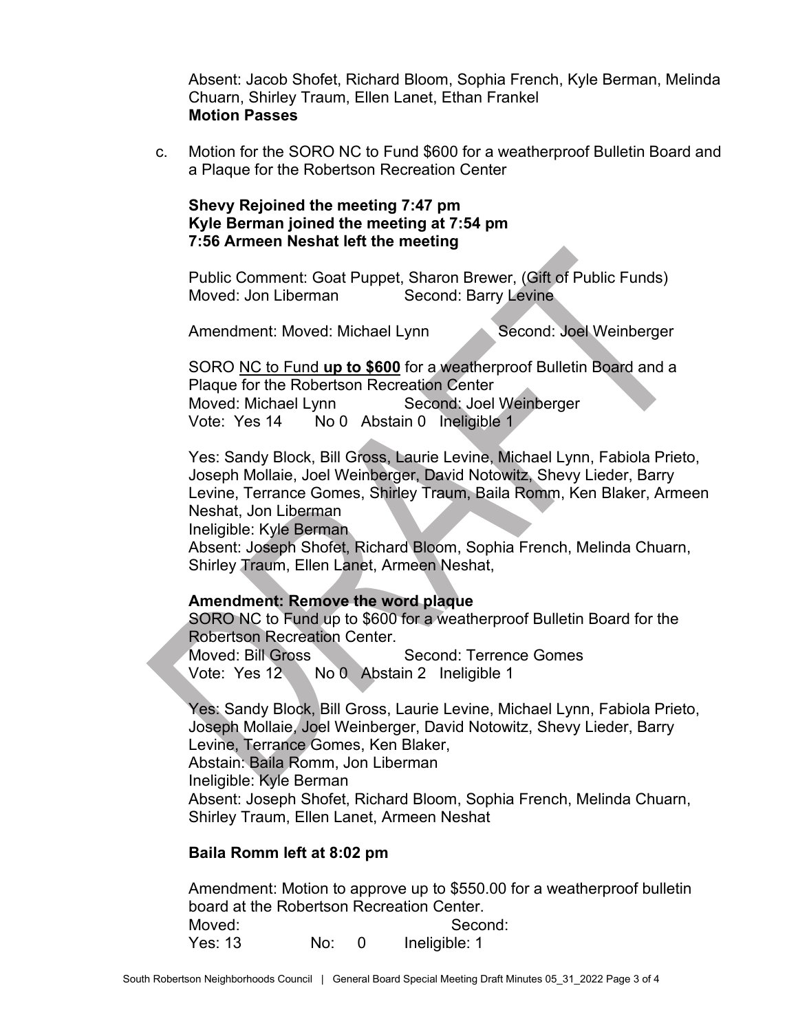Absent: Jacob Shofet, Richard Bloom, Sophia French, Kyle Berman, Melinda Chuarn, Shirley Traum, Ellen Lanet, Ethan Frankel
**Motion Passes**

c. Motion for the SORO NC to Fund $600 for a weatherproof Bulletin Board and a Plaque for the Robertson Recreation Center

**Shevy Rejoined the meeting 7:47 pm**
**Kyle Berman joined the meeting at 7:54 pm**
**7:56 Armeen Neshat left the meeting**

Public Comment: Goat Puppet, Sharon Brewer, (Gift of Public Funds)
Moved: Jon Liberman   Second: Barry Levine

Amendment: Moved: Michael Lynn   Second: Joel Weinberger

SORO NC to Fund **up to $600** for a weatherproof Bulletin Board and a Plaque for the Robertson Recreation Center
Moved: Michael Lynn   Second: Joel Weinberger
Vote: Yes 14   No 0   Abstain 0   Ineligible 1

Yes: Sandy Block, Bill Gross, Laurie Levine, Michael Lynn, Fabiola Prieto, Joseph Mollaie, Joel Weinberger, David Notowitz, Shevy Lieder, Barry Levine, Terrance Gomes, Shirley Traum, Baila Romm, Ken Blaker, Armeen Neshat, Jon Liberman
Ineligible: Kyle Berman
Absent: Joseph Shofet, Richard Bloom, Sophia French, Melinda Chuarn, Shirley Traum, Ellen Lanet, Armeen Neshat,

**Amendment: Remove the word plaque**
SORO NC to Fund up to $600 for a weatherproof Bulletin Board for the Robertson Recreation Center.
Moved: Bill Gross   Second: Terrence Gomes
Vote: Yes 12   No 0   Abstain 2   Ineligible 1

Yes: Sandy Block, Bill Gross, Laurie Levine, Michael Lynn, Fabiola Prieto, Joseph Mollaie, Joel Weinberger, David Notowitz, Shevy Lieder, Barry Levine, Terrance Gomes, Ken Blaker,
Abstain: Baila Romm, Jon Liberman
Ineligible: Kyle Berman
Absent: Joseph Shofet, Richard Bloom, Sophia French, Melinda Chuarn, Shirley Traum, Ellen Lanet, Armeen Neshat

**Baila Romm left at 8:02 pm**

Amendment: Motion to approve up to $550.00 for a weatherproof bulletin board at the Robertson Recreation Center.
Moved:   Second:
Yes: 13   No: 0   Ineligible: 1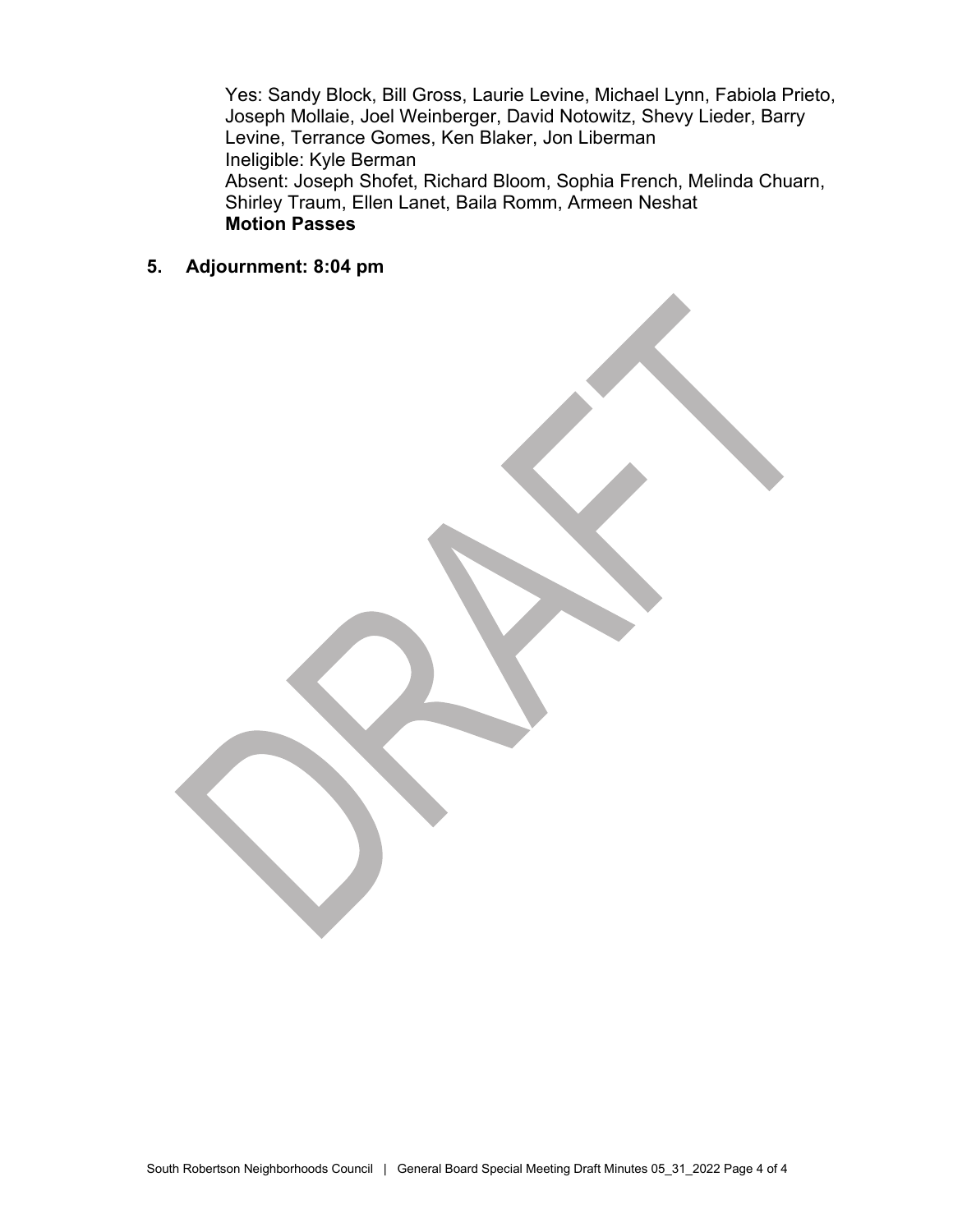Yes: Sandy Block, Bill Gross, Laurie Levine, Michael Lynn, Fabiola Prieto, Joseph Mollaie, Joel Weinberger, David Notowitz, Shevy Lieder, Barry Levine, Terrance Gomes, Ken Blaker, Jon Liberman
Ineligible: Kyle Berman
Absent: Joseph Shofet, Richard Bloom, Sophia French, Melinda Chuarn, Shirley Traum, Ellen Lanet, Baila Romm, Armeen Neshat
**Motion Passes**

5. **Adjournment: 8:04 pm**

DRAFT